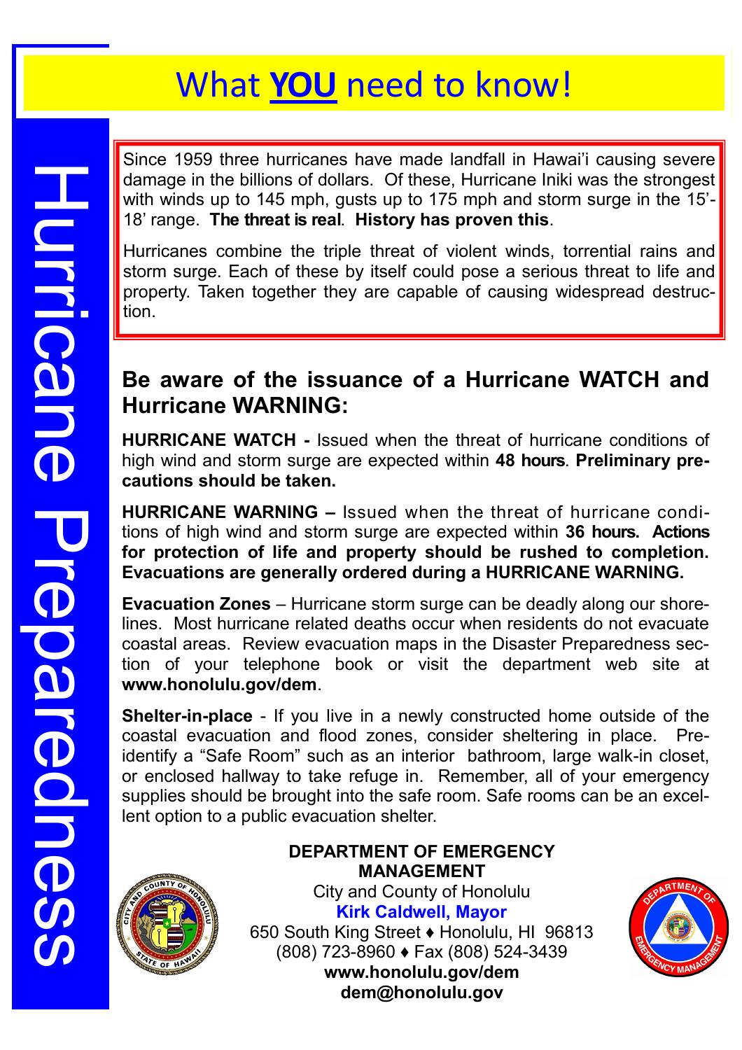# What **YOU** need to know!

Hurricane Preparedness

Since 1959 three hurricanes have made landfall in Hawai'i causing severe damage in the billions of dollars. Of these, Hurricane Iniki was the strongest with winds up to 145 mph, gusts up to 175 mph and storm surge in the 15'-18' range. **The threat is real**. **History has proven this**.

Hurricanes combine the triple threat of violent winds, torrential rains and storm surge. Each of these by itself could pose a serious threat to life and property. Taken together they are capable of causing widespread destruction.

## Be aware of the issuance of a Hurricane WATCH and Hurricane WARNING:

**HURRICANE WATCH -** Issued when the threat of hurricane conditions of high wind and storm surge are expected within **48 hours**. **Preliminary precautions should be taken.**

**HURRICANE WARNING –** Issued when the threat of hurricane conditions of high wind and storm surge are expected within **36 hours. Actions for protection of life and property should be rushed to completion. Evacuations are generally ordered during a HURRICANE WARNING.**

**Evacuation Zones** – Hurricane storm surge can be deadly along our shorelines. Most hurricane related deaths occur when residents do not evacuate coastal areas. Review evacuation maps in the Disaster Preparedness section of your telephone book or visit the department web site at **www.honolulu.gov/dem**.

**Shelter-in-place** - If you live in a newly constructed home outside of the coastal evacuation and flood zones, consider sheltering in place. Pre-identify a "Safe Room" such as an interior bathroom, large walk-in closet, or enclosed hallway to take refuge in. Remember, all of your emergency supplies should be brought into the safe room. Safe rooms can be an excellent option to a public evacuation shelter.

**DEPARTMENT OF EMERGENCY MANAGEMENT**
City and County of Honolulu
**Kirk Caldwell, Mayor**
650 South King Street ♦ Honolulu, HI 96813
(808) 723-8960 ♦ Fax (808) 524-3439
**www.honolulu.gov/dem**
**dem@honolulu.gov**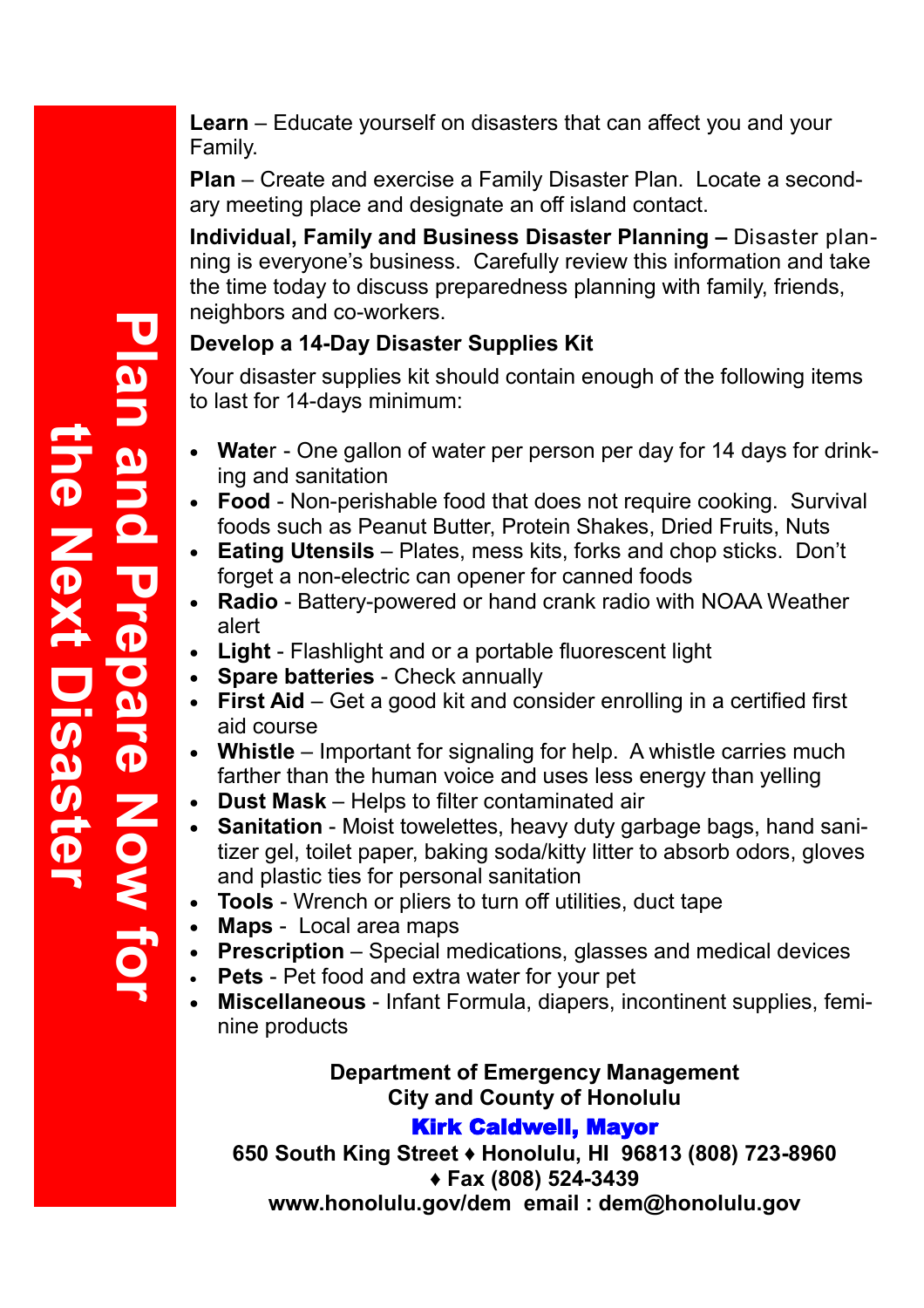# Plan and Prepare Now for the Next Disaster

**Learn** – Educate yourself on disasters that can affect you and your Family.

**Plan** – Create and exercise a Family Disaster Plan. Locate a secondary meeting place and designate an off island contact.

**Individual, Family and Business Disaster Planning –** Disaster planning is everyone's business. Carefully review this information and take the time today to discuss preparedness planning with family, friends, neighbors and co-workers.

**Develop a 14-Day Disaster Supplies Kit**

Your disaster supplies kit should contain enough of the following items to last for 14-days minimum:

- **Water** - One gallon of water per person per day for 14 days for drinking and sanitation
- **Food** - Non-perishable food that does not require cooking. Survival foods such as Peanut Butter, Protein Shakes, Dried Fruits, Nuts
- **Eating Utensils** – Plates, mess kits, forks and chop sticks. Don't forget a non-electric can opener for canned foods
- **Radio** - Battery-powered or hand crank radio with NOAA Weather alert
- **Light** - Flashlight and or a portable fluorescent light
- **Spare batteries** - Check annually
- **First Aid** – Get a good kit and consider enrolling in a certified first aid course
- **Whistle** – Important for signaling for help. A whistle carries much farther than the human voice and uses less energy than yelling
- **Dust Mask** – Helps to filter contaminated air
- **Sanitation** - Moist towelettes, heavy duty garbage bags, hand sanitizer gel, toilet paper, baking soda/kitty litter to absorb odors, gloves and plastic ties for personal sanitation
- **Tools** - Wrench or pliers to turn off utilities, duct tape
- **Maps** - Local area maps
- **Prescription** – Special medications, glasses and medical devices
- **Pets** - Pet food and extra water for your pet
- **Miscellaneous** - Infant Formula, diapers, incontinent supplies, feminine products

**Department of Emergency Management**
**City and County of Honolulu**
**Kirk Caldwell, Mayor**
**650 South King Street ♦ Honolulu, HI 96813 (808) 723-8960**
**♦ Fax (808) 524-3439**
**www.honolulu.gov/dem email : dem@honolulu.gov**